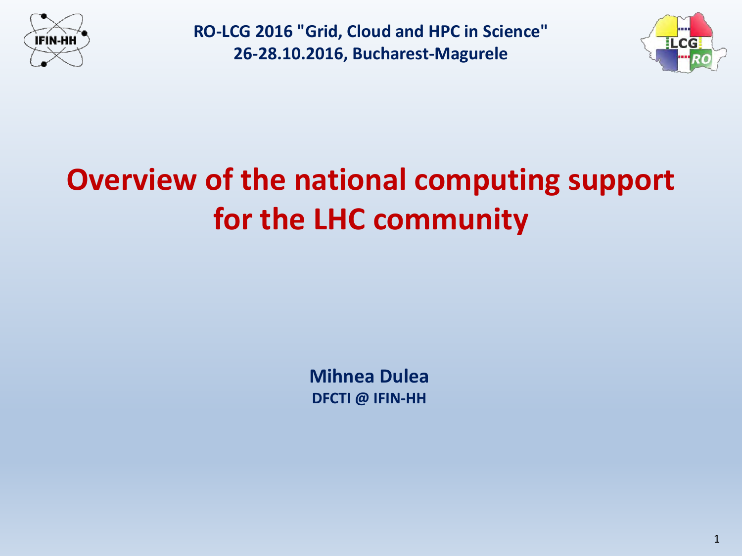RO-LCG 2016 "Grid, Cloud and HPC in Science"
26-28.10.2016, Bucharest-Magurele

# Overview of the national computing support for the LHC community

**Mihnea Dulea**
**DFCTI @ IFIN-HH**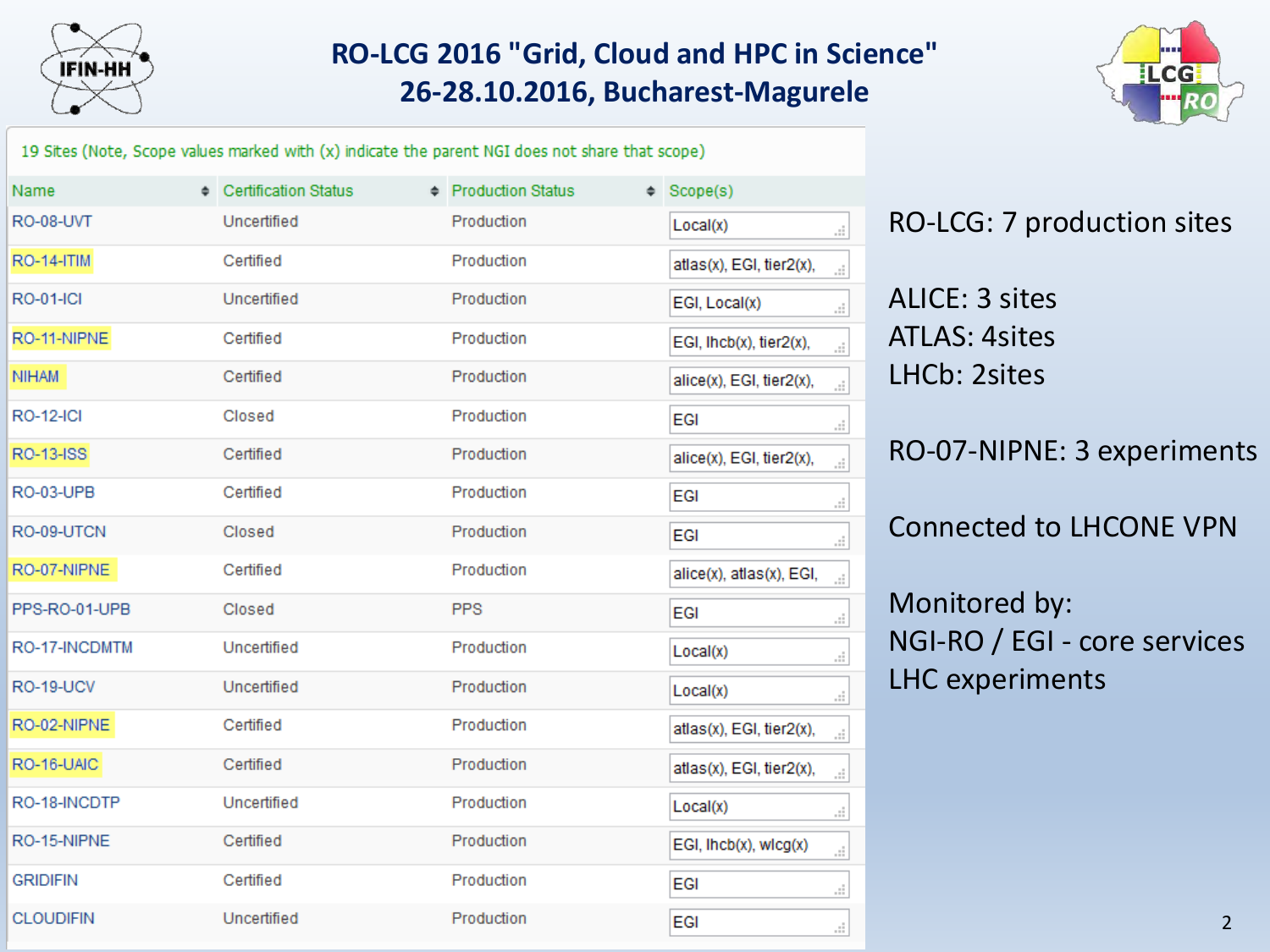19 Sites (Note, Scope values marked with (x) indicate the parent NGI does not share that scope)

| Name | Certification Status | Production Status | Scope(s) |
|---|---|---|---|
| RO-08-UVT | Uncertified | Production | Local(x) |
| RO-14-ITIM | Certified | Production | atlas(x), EGI, tier2(x), |
| RO-01-ICI | Uncertified | Production | EGI, Local(x) |
| RO-11-NIPNE | Certified | Production | EGI, lhcb(x), tier2(x), |
| NIHAM | Certified | Production | alice(x), EGI, tier2(x), |
| RO-12-ICI | Closed | Production | EGI |
| RO-13-ISS | Certified | Production | alice(x), EGI, tier2(x), |
| RO-03-UPB | Certified | Production | EGI |
| RO-09-UTCN | Closed | Production | EGI |
| RO-07-NIPNE | Certified | Production | alice(x), atlas(x), EGI, |
| PPS-RO-01-UPB | Closed | PPS | EGI |
| RO-17-INCDMTM | Uncertified | Production | Local(x) |
| RO-19-UCV | Uncertified | Production | Local(x) |
| RO-02-NIPNE | Certified | Production | atlas(x), EGI, tier2(x), |
| RO-16-UAIC | Certified | Production | atlas(x), EGI, tier2(x), |
| RO-18-INCDTP | Uncertified | Production | Local(x) |
| RO-15-NIPNE | Certified | Production | EGI, lhcb(x), wlcg(x) |
| GRIDIFIN | Certified | Production | EGI |
| CLOUDIFIN | Uncertified | Production | EGI |

RO-LCG: 7 production sites

ALICE: 3 sites
ATLAS: 4sites
LHCb: 2sites

RO-07-NIPNE: 3 experiments

Connected to LHCONE VPN

Monitored by:
NGI-RO / EGI - core services
LHC experiments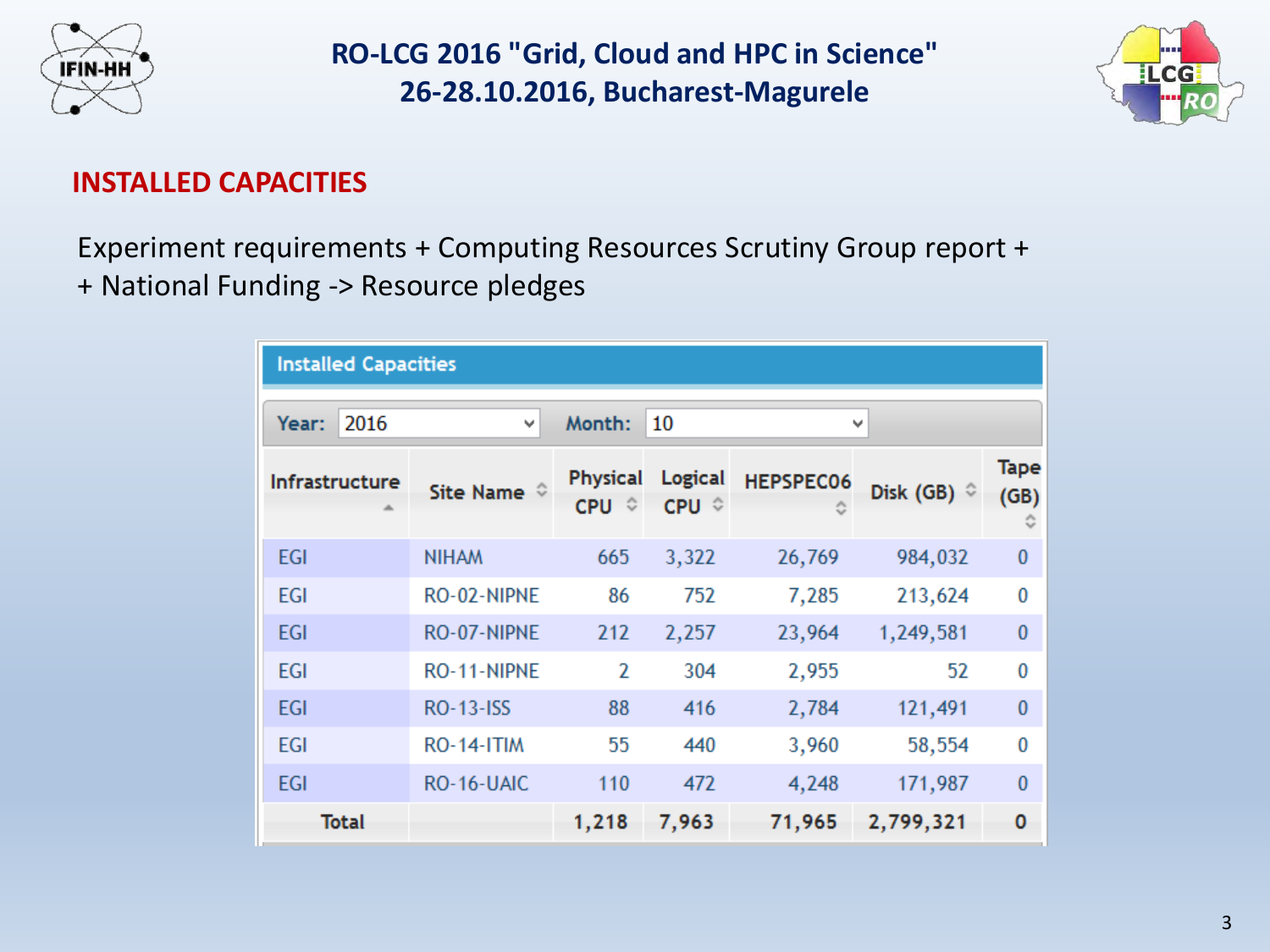## INSTALLED CAPACITIES

Experiment requirements + Computing Resources Scrutiny Group report +
+ National Funding -> Resource pledges

**Installed Capacities**

Year: 2016 Month: 10

| Infrastructure | Site Name | Physical CPU | Logical CPU | HEPSPEC06 | Disk (GB) | Tape (GB) |
|---|---|---|---|---|---|---|
| EGI | NIHAM | 665 | 3,322 | 26,769 | 984,032 | 0 |
| EGI | RO-02-NIPNE | 86 | 752 | 7,285 | 213,624 | 0 |
| EGI | RO-07-NIPNE | 212 | 2,257 | 23,964 | 1,249,581 | 0 |
| EGI | RO-11-NIPNE | 2 | 304 | 2,955 | 52 | 0 |
| EGI | RO-13-ISS | 88 | 416 | 2,784 | 121,491 | 0 |
| EGI | RO-14-ITIM | 55 | 440 | 3,960 | 58,554 | 0 |
| EGI | RO-16-UAIC | 110 | 472 | 4,248 | 171,987 | 0 |
| **Total** | | **1,218** | **7,963** | **71,965** | **2,799,321** | **0** |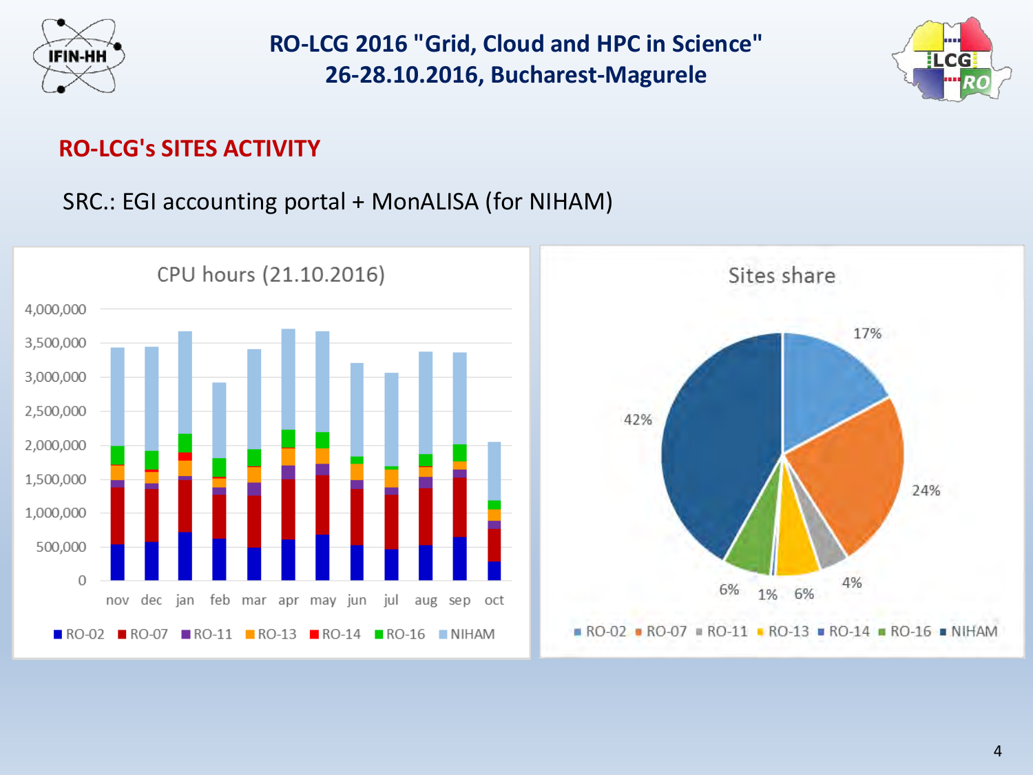## RO-LCG's SITES ACTIVITY

SRC.: EGI accounting portal + MonALISA (for NIHAM)

**CPU hours (21.10.2016)**

**Sites share**

| Site | Share |
|---|---|
| RO-02 | 17% |
| RO-07 | 24% |
| RO-11 | 4% |
| RO-13 | 6% |
| RO-14 | 1% |
| RO-16 | 6% |
| NIHAM | 42% |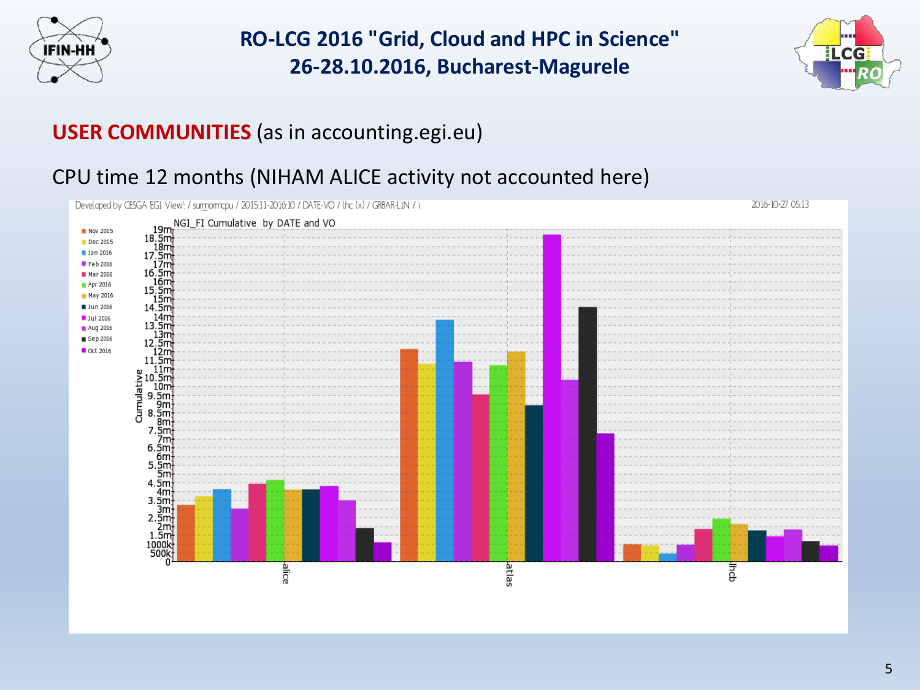## USER COMMUNITIES (as in accounting.egi.eu)

CPU time 12 months (NIHAM ALICE activity not accounted here)

Developed by CESGA 'EGI View': / sum_normcpu / 2015:11-2016:10 / DATE-VO / lhc (x) / GRBAR-LIN / i

2016-10-27 05:13

NGI_FI Cumulative by DATE and VO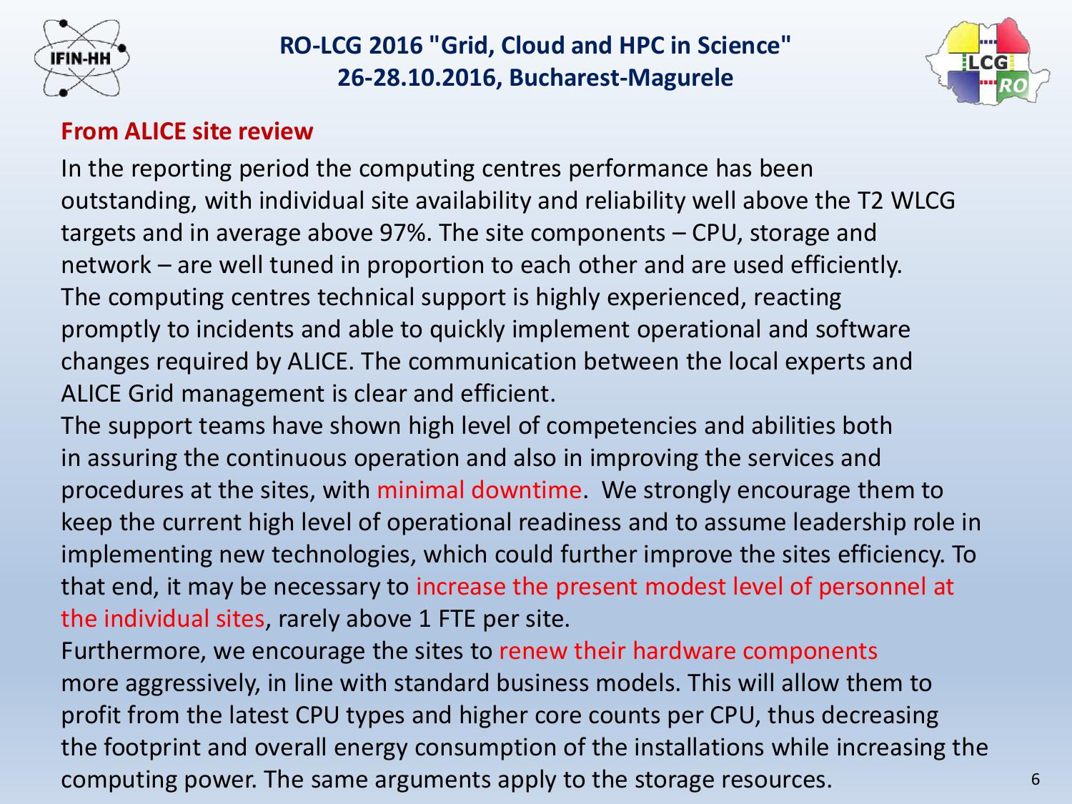## From ALICE site review

In the reporting period the computing centres performance has been outstanding, with individual site availability and reliability well above the T2 WLCG targets and in average above 97%. The site components – CPU, storage and network – are well tuned in proportion to each other and are used efficiently. The computing centres technical support is highly experienced, reacting promptly to incidents and able to quickly implement operational and software changes required by ALICE. The communication between the local experts and ALICE Grid management is clear and efficient.

The support teams have shown high level of competencies and abilities both in assuring the continuous operation and also in improving the services and procedures at the sites, with minimal downtime. We strongly encourage them to keep the current high level of operational readiness and to assume leadership role in implementing new technologies, which could further improve the sites efficiency. To that end, it may be necessary to increase the present modest level of personnel at the individual sites, rarely above 1 FTE per site.

Furthermore, we encourage the sites to renew their hardware components more aggressively, in line with standard business models. This will allow them to profit from the latest CPU types and higher core counts per CPU, thus decreasing the footprint and overall energy consumption of the installations while increasing the computing power. The same arguments apply to the storage resources.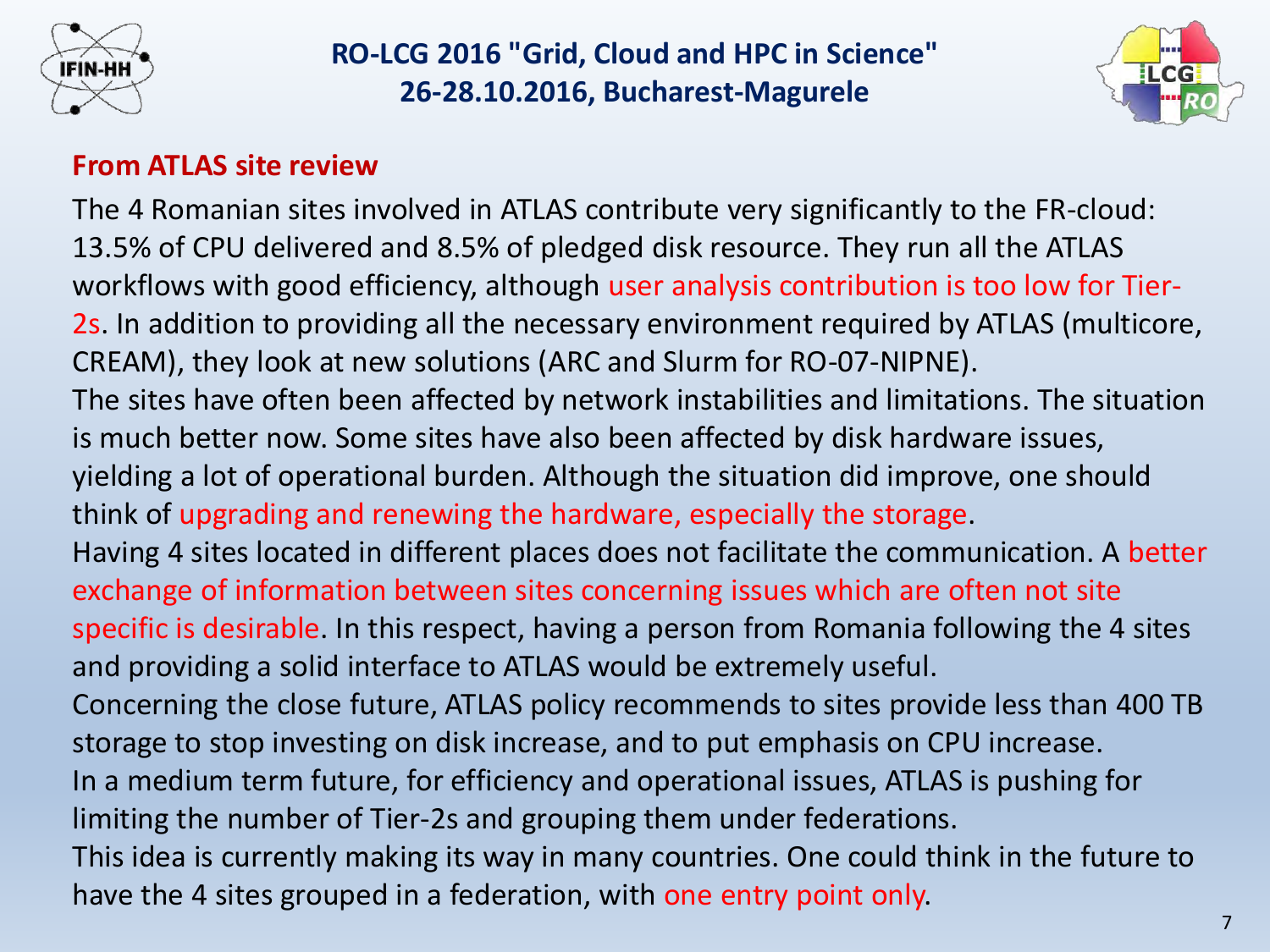## From ATLAS site review

The 4 Romanian sites involved in ATLAS contribute very significantly to the FR-cloud: 13.5% of CPU delivered and 8.5% of pledged disk resource. They run all the ATLAS workflows with good efficiency, although user analysis contribution is too low for Tier-2s. In addition to providing all the necessary environment required by ATLAS (multicore, CREAM), they look at new solutions (ARC and Slurm for RO-07-NIPNE).

The sites have often been affected by network instabilities and limitations. The situation is much better now. Some sites have also been affected by disk hardware issues, yielding a lot of operational burden. Although the situation did improve, one should think of upgrading and renewing the hardware, especially the storage.

Having 4 sites located in different places does not facilitate the communication. A better exchange of information between sites concerning issues which are often not site specific is desirable. In this respect, having a person from Romania following the 4 sites and providing a solid interface to ATLAS would be extremely useful.

Concerning the close future, ATLAS policy recommends to sites provide less than 400 TB storage to stop investing on disk increase, and to put emphasis on CPU increase.

In a medium term future, for efficiency and operational issues, ATLAS is pushing for limiting the number of Tier-2s and grouping them under federations.

This idea is currently making its way in many countries. One could think in the future to have the 4 sites grouped in a federation, with one entry point only.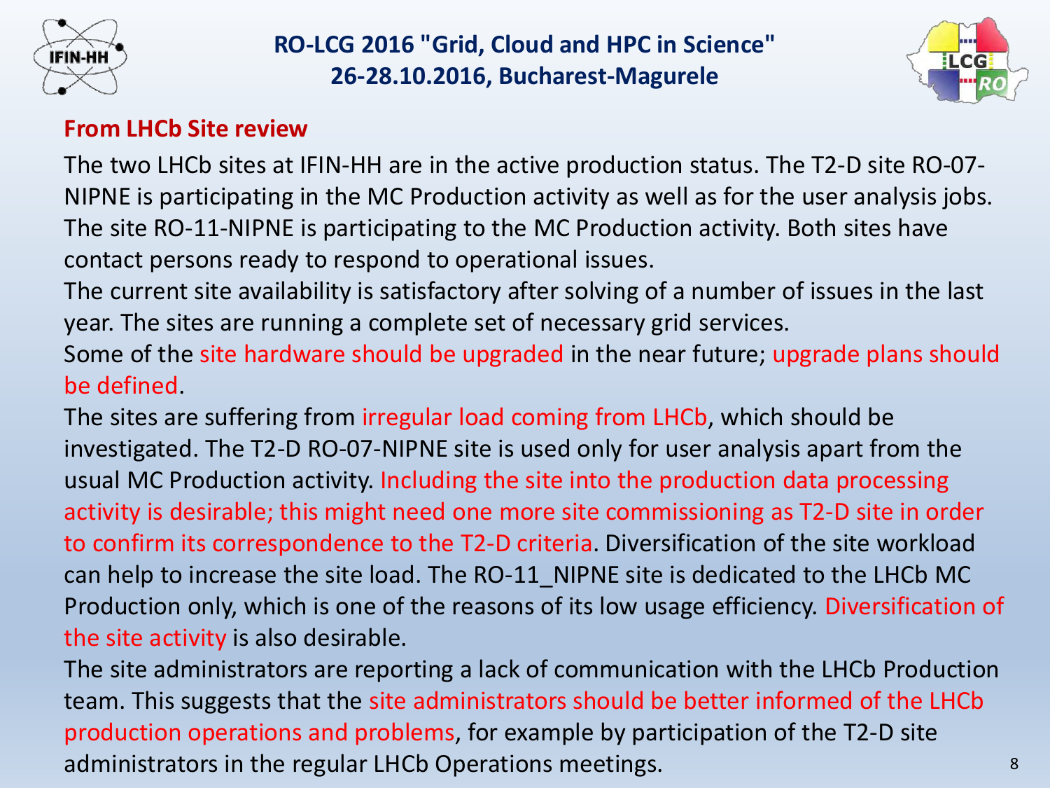## From LHCb Site review

The two LHCb sites at IFIN-HH are in the active production status. The T2-D site RO-07-NIPNE is participating in the MC Production activity as well as for the user analysis jobs. The site RO-11-NIPNE is participating to the MC Production activity. Both sites have contact persons ready to respond to operational issues.

The current site availability is satisfactory after solving of a number of issues in the last year. The sites are running a complete set of necessary grid services.

Some of the site hardware should be upgraded in the near future; upgrade plans should be defined.

The sites are suffering from irregular load coming from LHCb, which should be investigated. The T2-D RO-07-NIPNE site is used only for user analysis apart from the usual MC Production activity. Including the site into the production data processing activity is desirable; this might need one more site commissioning as T2-D site in order to confirm its correspondence to the T2-D criteria. Diversification of the site workload can help to increase the site load. The RO-11_NIPNE site is dedicated to the LHCb MC Production only, which is one of the reasons of its low usage efficiency. Diversification of the site activity is also desirable.

The site administrators are reporting a lack of communication with the LHCb Production team. This suggests that the site administrators should be better informed of the LHCb production operations and problems, for example by participation of the T2-D site administrators in the regular LHCb Operations meetings.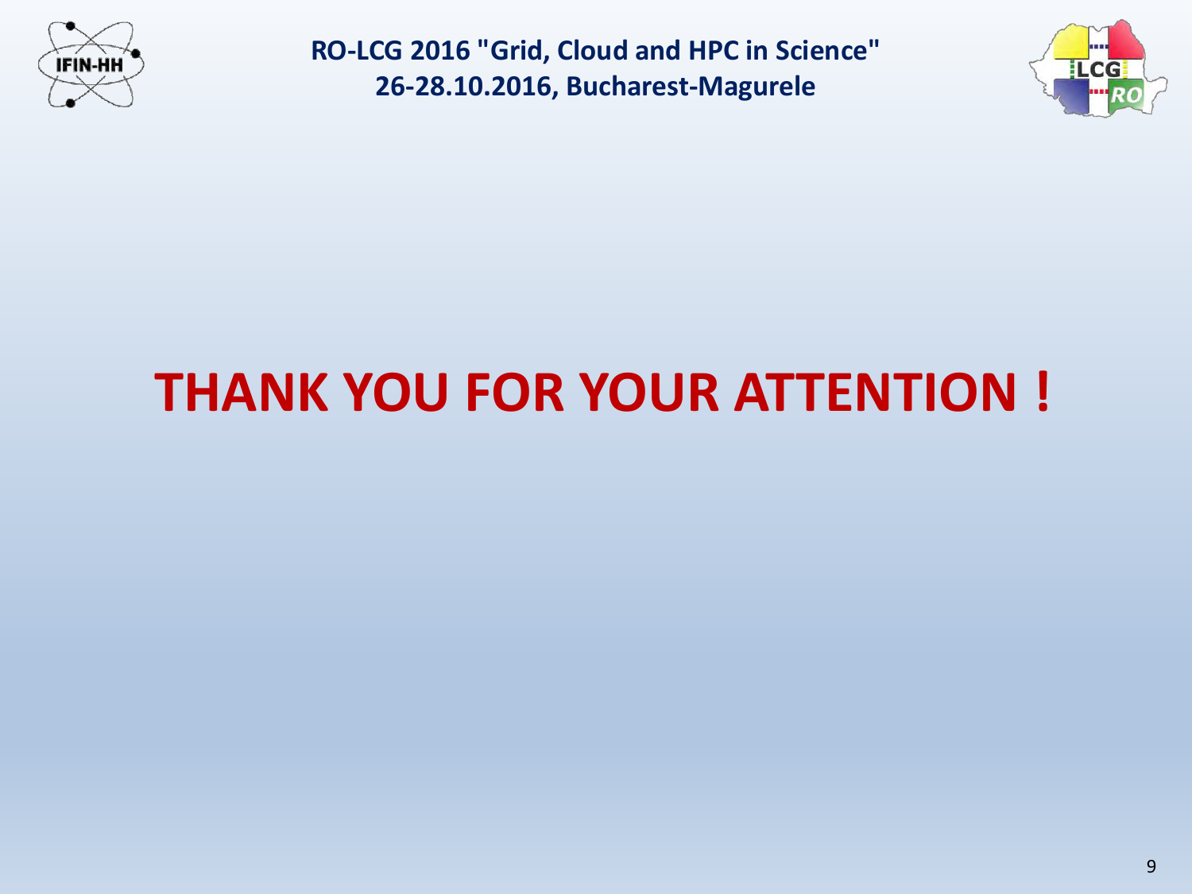# THANK YOU FOR YOUR ATTENTION !